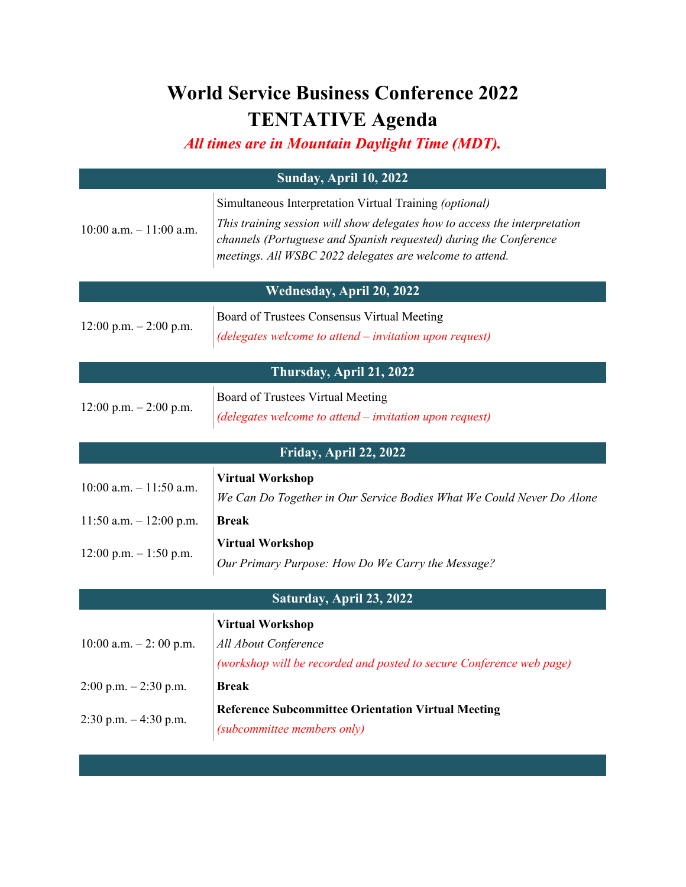# World Service Business Conference 2022
# TENTATIVE Agenda

***All times are in Mountain Daylight Time (MDT).***

| **Sunday, April 10, 2022** | |
|---|---|
| 10:00 a.m. – 11:00 a.m. | Simultaneous Interpretation Virtual Training *(optional)*<br>*This training session will show delegates how to access the interpretation channels (Portuguese and Spanish requested) during the Conference meetings. All WSBC 2022 delegates are welcome to attend.* |

| **Wednesday, April 20, 2022** | |
|---|---|
| 12:00 p.m. – 2:00 p.m. | Board of Trustees Consensus Virtual Meeting<br>*(delegates welcome to attend – invitation upon request)* |

| **Thursday, April 21, 2022** | |
|---|---|
| 12:00 p.m. – 2:00 p.m. | Board of Trustees Virtual Meeting<br>*(delegates welcome to attend – invitation upon request)* |

| **Friday, April 22, 2022** | |
|---|---|
| 10:00 a.m. – 11:50 a.m. | **Virtual Workshop**<br>*We Can Do Together in Our Service Bodies What We Could Never Do Alone* |
| 11:50 a.m. – 12:00 p.m. | **Break** |
| 12:00 p.m. – 1:50 p.m. | **Virtual Workshop**<br>*Our Primary Purpose: How Do We Carry the Message?* |

| **Saturday, April 23, 2022** | |
|---|---|
| 10:00 a.m. – 2: 00 p.m. | **Virtual Workshop**<br>*All About Conference*<br>*(workshop will be recorded and posted to secure Conference web page)* |
| 2:00 p.m. – 2:30 p.m. | **Break** |
| 2:30 p.m. – 4:30 p.m. | **Reference Subcommittee Orientation Virtual Meeting**<br>*(subcommittee members only)* |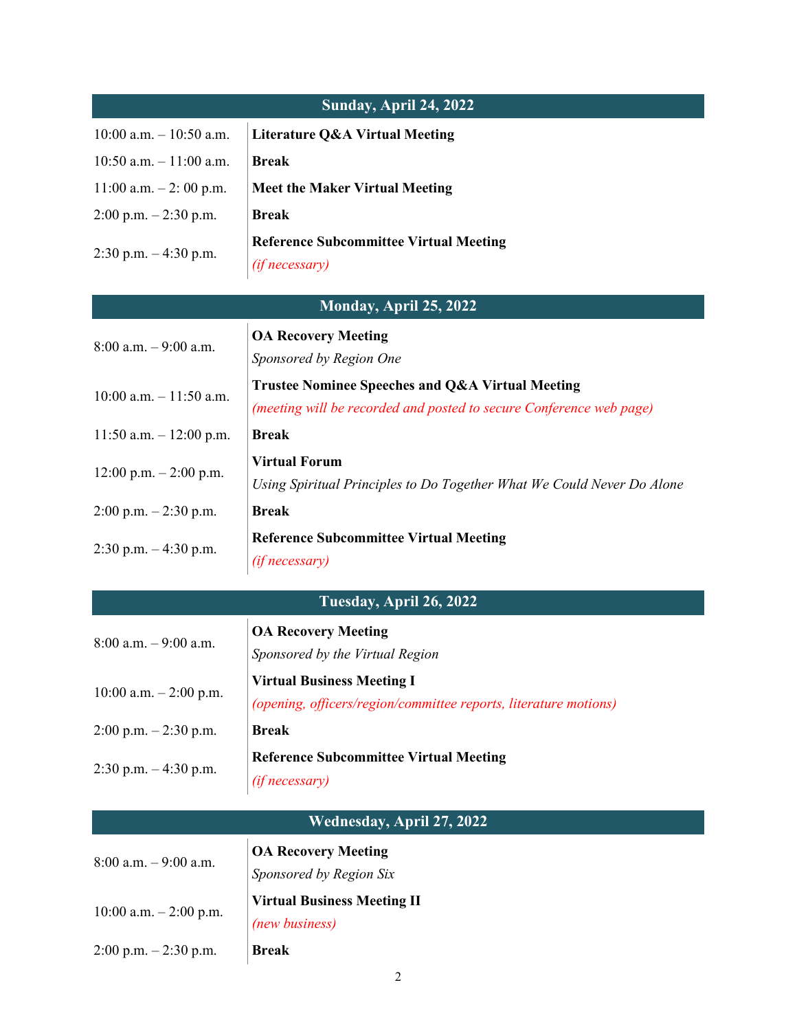## Sunday, April 24, 2022

| | |
|---|---|
| 10:00 a.m. – 10:50 a.m. | **Literature Q&A Virtual Meeting** |
| 10:50 a.m. – 11:00 a.m. | **Break** |
| 11:00 a.m. – 2: 00 p.m. | **Meet the Maker Virtual Meeting** |
| 2:00 p.m. – 2:30 p.m. | **Break** |
| 2:30 p.m. – 4:30 p.m. | **Reference Subcommittee Virtual Meeting** *(if necessary)* |

## Monday, April 25, 2022

| | |
|---|---|
| 8:00 a.m. – 9:00 a.m. | **OA Recovery Meeting** *Sponsored by Region One* |
| 10:00 a.m. – 11:50 a.m. | **Trustee Nominee Speeches and Q&A Virtual Meeting** *(meeting will be recorded and posted to secure Conference web page)* |
| 11:50 a.m. – 12:00 p.m. | **Break** |
| 12:00 p.m. – 2:00 p.m. | **Virtual Forum** *Using Spiritual Principles to Do Together What We Could Never Do Alone* |
| 2:00 p.m. – 2:30 p.m. | **Break** |
| 2:30 p.m. – 4:30 p.m. | **Reference Subcommittee Virtual Meeting** *(if necessary)* |

## Tuesday, April 26, 2022

| | |
|---|---|
| 8:00 a.m. – 9:00 a.m. | **OA Recovery Meeting** *Sponsored by the Virtual Region* |
| 10:00 a.m. – 2:00 p.m. | **Virtual Business Meeting I** *(opening, officers/region/committee reports, literature motions)* |
| 2:00 p.m. – 2:30 p.m. | **Break** |
| 2:30 p.m. – 4:30 p.m. | **Reference Subcommittee Virtual Meeting** *(if necessary)* |

## Wednesday, April 27, 2022

| | |
|---|---|
| 8:00 a.m. – 9:00 a.m. | **OA Recovery Meeting** *Sponsored by Region Six* |
| 10:00 a.m. – 2:00 p.m. | **Virtual Business Meeting II** *(new business)* |
| 2:00 p.m. – 2:30 p.m. | **Break** |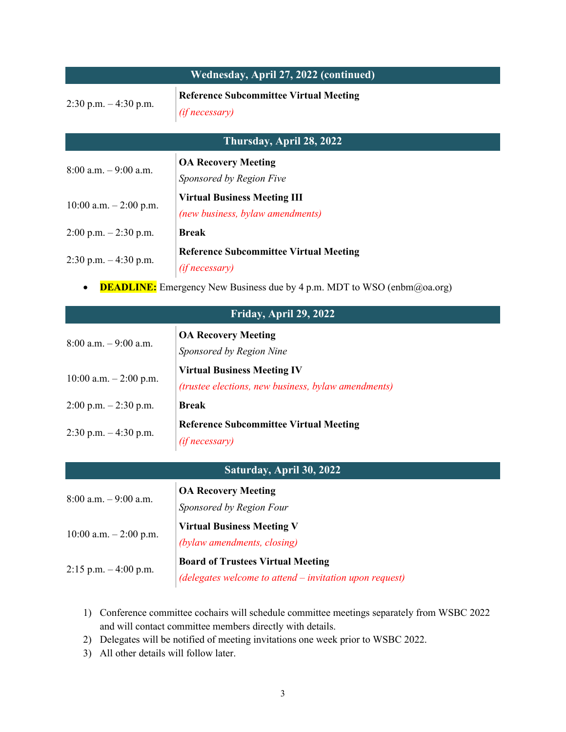| Wednesday, April 27, 2022 (continued) | |
|---|---|
| 2:30 p.m. – 4:30 p.m. | **Reference Subcommittee Virtual Meeting**<br>*(if necessary)* |

| Thursday, April 28, 2022 | |
|---|---|
| 8:00 a.m. – 9:00 a.m. | **OA Recovery Meeting**<br>*Sponsored by Region Five* |
| 10:00 a.m. – 2:00 p.m. | **Virtual Business Meeting III**<br>*(new business, bylaw amendments)* |
| 2:00 p.m. – 2:30 p.m. | **Break** |
| 2:30 p.m. – 4:30 p.m. | **Reference Subcommittee Virtual Meeting**<br>*(if necessary)* |

- **DEADLINE:** Emergency New Business due by 4 p.m. MDT to WSO (enbm@oa.org)

| Friday, April 29, 2022 | |
|---|---|
| 8:00 a.m. – 9:00 a.m. | **OA Recovery Meeting**<br>*Sponsored by Region Nine* |
| 10:00 a.m. – 2:00 p.m. | **Virtual Business Meeting IV**<br>*(trustee elections, new business, bylaw amendments)* |
| 2:00 p.m. – 2:30 p.m. | **Break** |
| 2:30 p.m. – 4:30 p.m. | **Reference Subcommittee Virtual Meeting**<br>*(if necessary)* |

| Saturday, April 30, 2022 | |
|---|---|
| 8:00 a.m. – 9:00 a.m. | **OA Recovery Meeting**<br>*Sponsored by Region Four* |
| 10:00 a.m. – 2:00 p.m. | **Virtual Business Meeting V**<br>*(bylaw amendments, closing)* |
| 2:15 p.m. – 4:00 p.m. | **Board of Trustees Virtual Meeting**<br>*(delegates welcome to attend – invitation upon request)* |

1) Conference committee cochairs will schedule committee meetings separately from WSBC 2022 and will contact committee members directly with details.
2) Delegates will be notified of meeting invitations one week prior to WSBC 2022.
3) All other details will follow later.